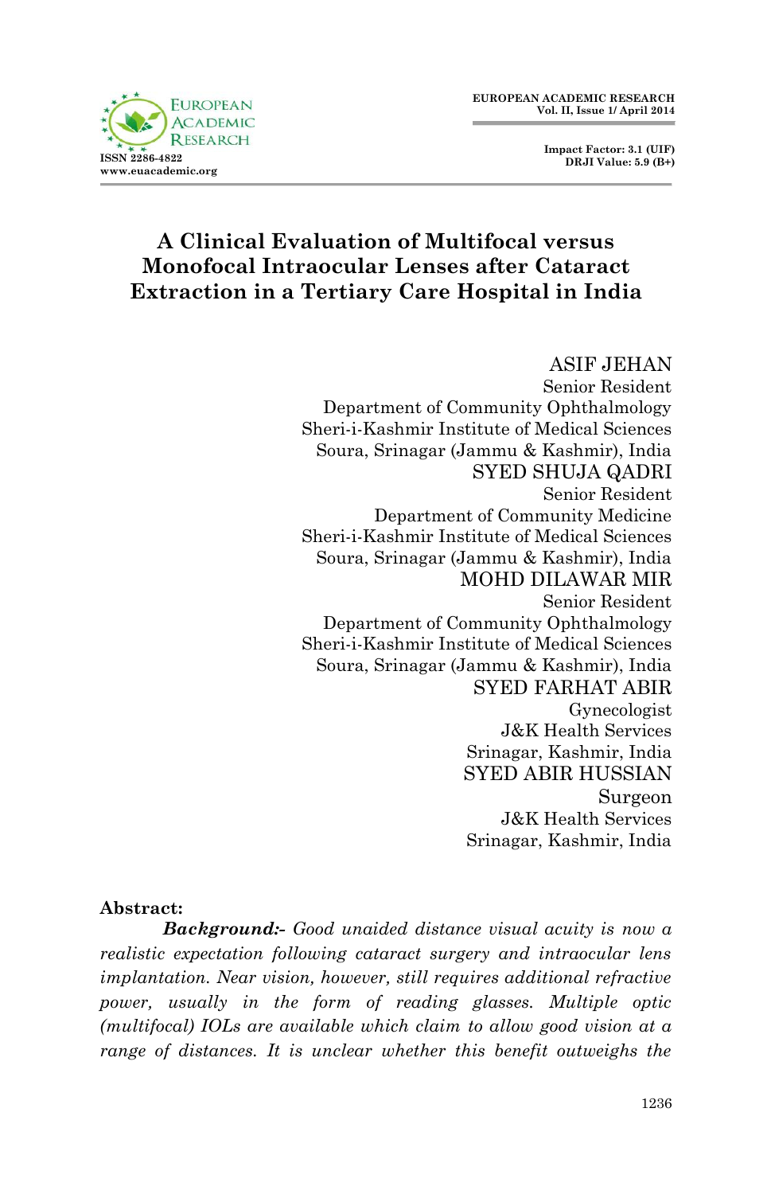# A Clinical Evaluation of Multifocal versus Monofocal Intraocular Lenses after Cataract Extraction in a Tertiary Care Hospital in India

ASIF JEHAN
Senior Resident
Department of Community Ophthalmology
Sheri-i-Kashmir Institute of Medical Sciences
Soura, Srinagar (Jammu & Kashmir), India

SYED SHUJA QADRI
Senior Resident
Department of Community Medicine
Sheri-i-Kashmir Institute of Medical Sciences
Soura, Srinagar (Jammu & Kashmir), India

MOHD DILAWAR MIR
Senior Resident
Department of Community Ophthalmology
Sheri-i-Kashmir Institute of Medical Sciences
Soura, Srinagar (Jammu & Kashmir), India

SYED FARHAT ABIR
Gynecologist
J&K Health Services
Srinagar, Kashmir, India

SYED ABIR HUSSIAN
Surgeon
J&K Health Services
Srinagar, Kashmir, India

**Abstract:**

***Background:-*** *Good unaided distance visual acuity is now a realistic expectation following cataract surgery and intraocular lens implantation. Near vision, however, still requires additional refractive power, usually in the form of reading glasses. Multiple optic (multifocal) IOLs are available which claim to allow good vision at a range of distances. It is unclear whether this benefit outweighs the*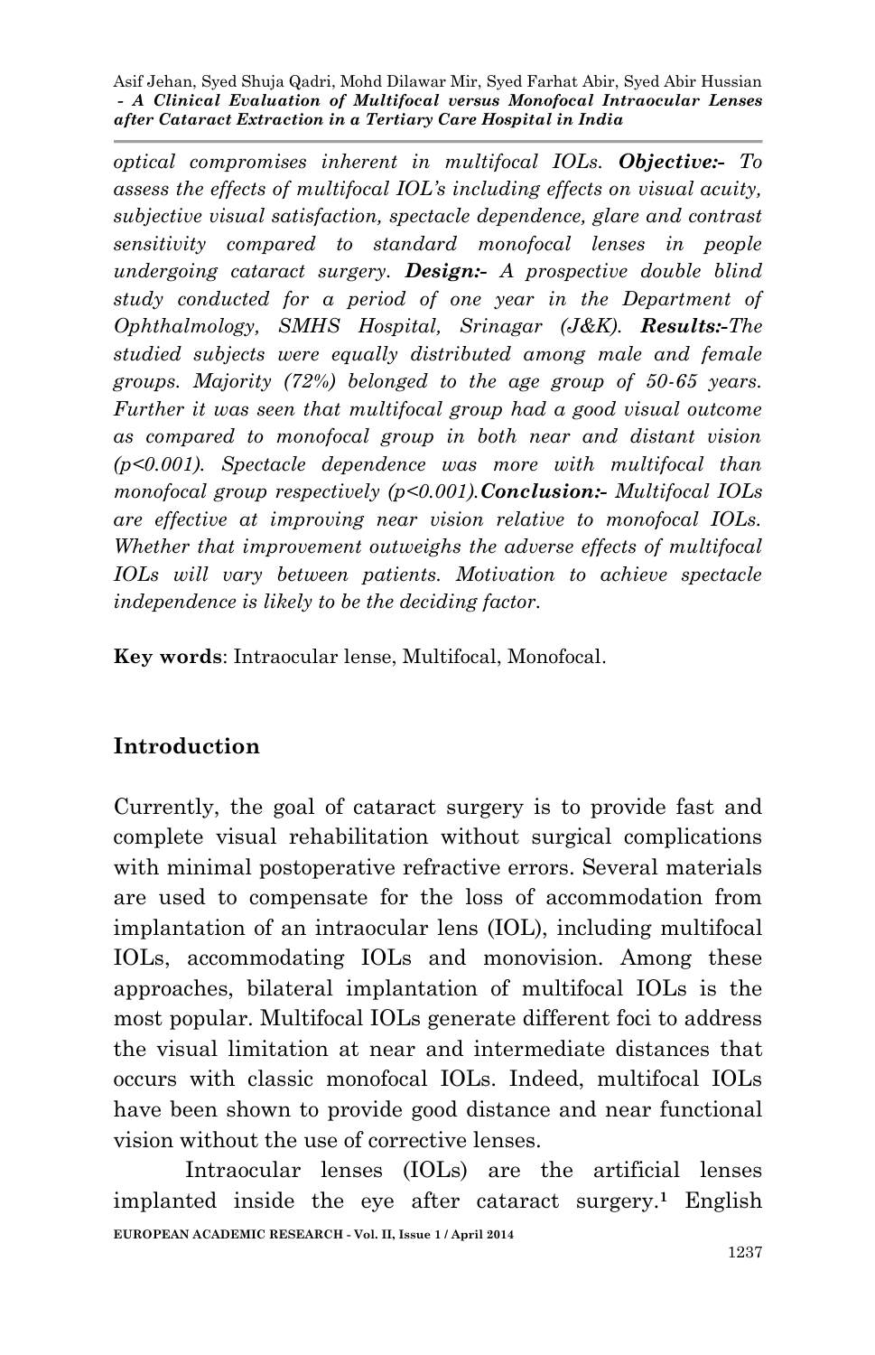*optical compromises inherent in multifocal IOLs.* ***Objective:-*** *To assess the effects of multifocal IOL's including effects on visual acuity, subjective visual satisfaction, spectacle dependence, glare and contrast sensitivity compared to standard monofocal lenses in people undergoing cataract surgery.* ***Design:-*** *A prospective double blind study conducted for a period of one year in the Department of Ophthalmology, SMHS Hospital, Srinagar (J&K).* ***Results:-****The studied subjects were equally distributed among male and female groups. Majority (72%) belonged to the age group of 50-65 years. Further it was seen that multifocal group had a good visual outcome as compared to monofocal group in both near and distant vision (p<0.001). Spectacle dependence was more with multifocal than monofocal group respectively (p<0.001).****Conclusion:-*** *Multifocal IOLs are effective at improving near vision relative to monofocal IOLs. Whether that improvement outweighs the adverse effects of multifocal IOLs will vary between patients. Motivation to achieve spectacle independence is likely to be the deciding factor.*

**Key words**: Intraocular lense, Multifocal, Monofocal.

## Introduction

Currently, the goal of cataract surgery is to provide fast and complete visual rehabilitation without surgical complications with minimal postoperative refractive errors. Several materials are used to compensate for the loss of accommodation from implantation of an intraocular lens (IOL), including multifocal IOLs, accommodating IOLs and monovision. Among these approaches, bilateral implantation of multifocal IOLs is the most popular. Multifocal IOLs generate different foci to address the visual limitation at near and intermediate distances that occurs with classic monofocal IOLs. Indeed, multifocal IOLs have been shown to provide good distance and near functional vision without the use of corrective lenses.

Intraocular lenses (IOLs) are the artificial lenses implanted inside the eye after cataract surgery.[1] English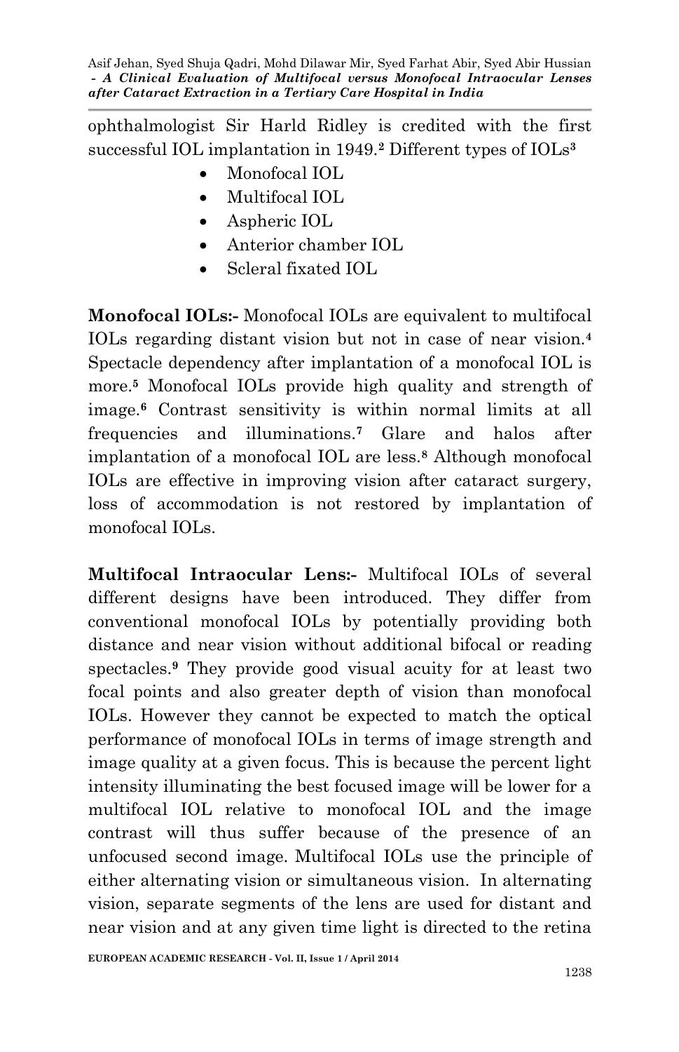ophthalmologist Sir Harld Ridley is credited with the first successful IOL implantation in 1949.[2] Different types of IOLs[3]

- Monofocal IOL
- Multifocal IOL
- Aspheric IOL
- Anterior chamber IOL
- Scleral fixated IOL

**Monofocal IOLs:-** Monofocal IOLs are equivalent to multifocal IOLs regarding distant vision but not in case of near vision.[4] Spectacle dependency after implantation of a monofocal IOL is more.[5] Monofocal IOLs provide high quality and strength of image.[6] Contrast sensitivity is within normal limits at all frequencies and illuminations.[7] Glare and halos after implantation of a monofocal IOL are less.[8] Although monofocal IOLs are effective in improving vision after cataract surgery, loss of accommodation is not restored by implantation of monofocal IOLs.

**Multifocal Intraocular Lens:-** Multifocal IOLs of several different designs have been introduced. They differ from conventional monofocal IOLs by potentially providing both distance and near vision without additional bifocal or reading spectacles.[9] They provide good visual acuity for at least two focal points and also greater depth of vision than monofocal IOLs. However they cannot be expected to match the optical performance of monofocal IOLs in terms of image strength and image quality at a given focus. This is because the percent light intensity illuminating the best focused image will be lower for a multifocal IOL relative to monofocal IOL and the image contrast will thus suffer because of the presence of an unfocused second image. Multifocal IOLs use the principle of either alternating vision or simultaneous vision. In alternating vision, separate segments of the lens are used for distant and near vision and at any given time light is directed to the retina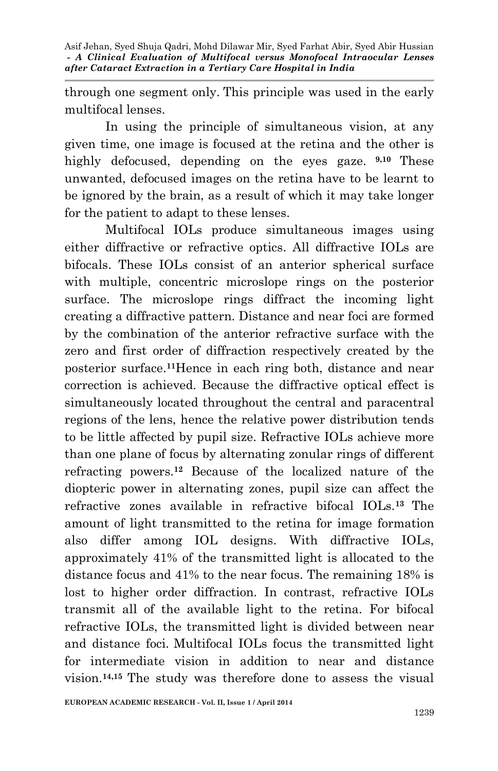through one segment only. This principle was used in the early multifocal lenses.

In using the principle of simultaneous vision, at any given time, one image is focused at the retina and the other is highly defocused, depending on the eyes gaze. [9,10] These unwanted, defocused images on the retina have to be learnt to be ignored by the brain, as a result of which it may take longer for the patient to adapt to these lenses.

Multifocal IOLs produce simultaneous images using either diffractive or refractive optics. All diffractive IOLs are bifocals. These IOLs consist of an anterior spherical surface with multiple, concentric microslope rings on the posterior surface. The microslope rings diffract the incoming light creating a diffractive pattern. Distance and near foci are formed by the combination of the anterior refractive surface with the zero and first order of diffraction respectively created by the posterior surface.[11]Hence in each ring both, distance and near correction is achieved. Because the diffractive optical effect is simultaneously located throughout the central and paracentral regions of the lens, hence the relative power distribution tends to be little affected by pupil size. Refractive IOLs achieve more than one plane of focus by alternating zonular rings of different refracting powers.[12] Because of the localized nature of the diopteric power in alternating zones, pupil size can affect the refractive zones available in refractive bifocal IOLs.[13] The amount of light transmitted to the retina for image formation also differ among IOL designs. With diffractive IOLs, approximately 41% of the transmitted light is allocated to the distance focus and 41% to the near focus. The remaining 18% is lost to higher order diffraction. In contrast, refractive IOLs transmit all of the available light to the retina. For bifocal refractive IOLs, the transmitted light is divided between near and distance foci. Multifocal IOLs focus the transmitted light for intermediate vision in addition to near and distance vision.[14,15] The study was therefore done to assess the visual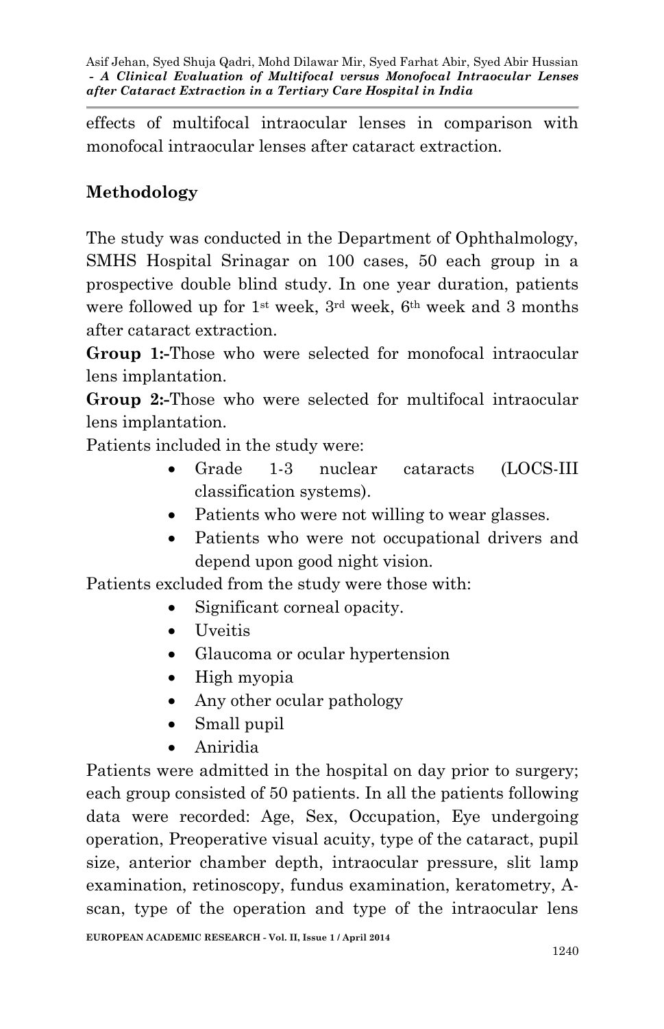effects of multifocal intraocular lenses in comparison with monofocal intraocular lenses after cataract extraction.

## Methodology

The study was conducted in the Department of Ophthalmology, SMHS Hospital Srinagar on 100 cases, 50 each group in a prospective double blind study. In one year duration, patients were followed up for 1st week, 3rd week, 6th week and 3 months after cataract extraction.

**Group 1:-**Those who were selected for monofocal intraocular lens implantation.

**Group 2:-**Those who were selected for multifocal intraocular lens implantation.

Patients included in the study were:

- Grade 1-3 nuclear cataracts (LOCS-III classification systems).
- Patients who were not willing to wear glasses.
- Patients who were not occupational drivers and depend upon good night vision.

Patients excluded from the study were those with:

- Significant corneal opacity.
- Uveitis
- Glaucoma or ocular hypertension
- High myopia
- Any other ocular pathology
- Small pupil
- Aniridia

Patients were admitted in the hospital on day prior to surgery; each group consisted of 50 patients. In all the patients following data were recorded: Age, Sex, Occupation, Eye undergoing operation, Preoperative visual acuity, type of the cataract, pupil size, anterior chamber depth, intraocular pressure, slit lamp examination, retinoscopy, fundus examination, keratometry, A-scan, type of the operation and type of the intraocular lens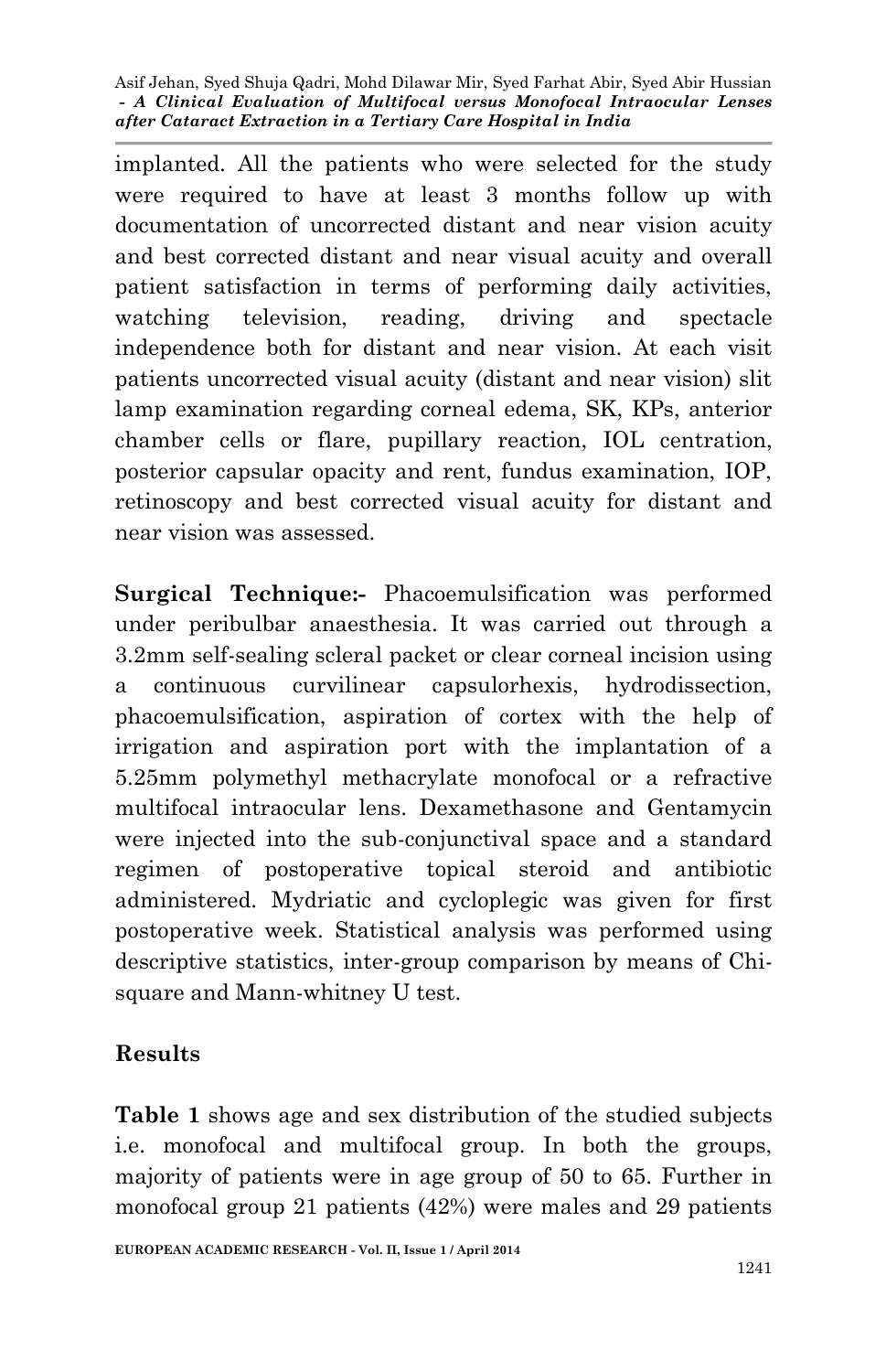implanted. All the patients who were selected for the study were required to have at least 3 months follow up with documentation of uncorrected distant and near vision acuity and best corrected distant and near visual acuity and overall patient satisfaction in terms of performing daily activities, watching television, reading, driving and spectacle independence both for distant and near vision. At each visit patients uncorrected visual acuity (distant and near vision) slit lamp examination regarding corneal edema, SK, KPs, anterior chamber cells or flare, pupillary reaction, IOL centration, posterior capsular opacity and rent, fundus examination, IOP, retinoscopy and best corrected visual acuity for distant and near vision was assessed.

**Surgical Technique:-** Phacoemulsification was performed under peribulbar anaesthesia. It was carried out through a 3.2mm self-sealing scleral packet or clear corneal incision using a continuous curvilinear capsulorhexis, hydrodissection, phacoemulsification, aspiration of cortex with the help of irrigation and aspiration port with the implantation of a 5.25mm polymethyl methacrylate monofocal or a refractive multifocal intraocular lens. Dexamethasone and Gentamycin were injected into the sub-conjunctival space and a standard regimen of postoperative topical steroid and antibiotic administered. Mydriatic and cycloplegic was given for first postoperative week. Statistical analysis was performed using descriptive statistics, inter-group comparison by means of Chi-square and Mann-whitney U test.

## Results

**Table 1** shows age and sex distribution of the studied subjects i.e. monofocal and multifocal group. In both the groups, majority of patients were in age group of 50 to 65. Further in monofocal group 21 patients (42%) were males and 29 patients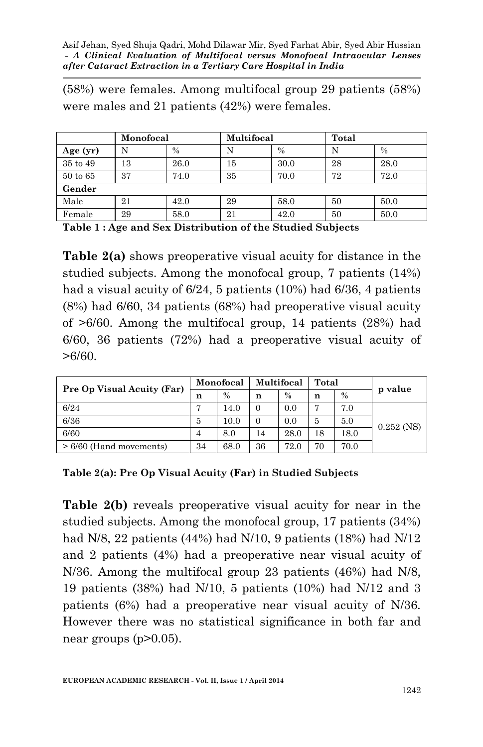(58%) were females. Among multifocal group 29 patients (58%) were males and 21 patients (42%) were females.

| | Monofocal | | Multifocal | | Total | |
|---|---|---|---|---|---|---|
| **Age (yr)** | N | % | N | % | N | % |
| 35 to 49 | 13 | 26.0 | 15 | 30.0 | 28 | 28.0 |
| 50 to 65 | 37 | 74.0 | 35 | 70.0 | 72 | 72.0 |
| **Gender** | | | | | | |
| Male | 21 | 42.0 | 29 | 58.0 | 50 | 50.0 |
| Female | 29 | 58.0 | 21 | 42.0 | 50 | 50.0 |

**Table 1 : Age and Sex Distribution of the Studied Subjects**

**Table 2(a)** shows preoperative visual acuity for distance in the studied subjects. Among the monofocal group, 7 patients (14%) had a visual acuity of 6/24, 5 patients (10%) had 6/36, 4 patients (8%) had 6/60, 34 patients (68%) had preoperative visual acuity of >6/60. Among the multifocal group, 14 patients (28%) had 6/60, 36 patients (72%) had a preoperative visual acuity of >6/60.

| Pre Op Visual Acuity (Far) | Monofocal | | Multifocal | | Total | | p value |
|---|---|---|---|---|---|---|---|
| | n | % | n | % | n | % | |
| 6/24 | 7 | 14.0 | 0 | 0.0 | 7 | 7.0 | 0.252 (NS) |
| 6/36 | 5 | 10.0 | 0 | 0.0 | 5 | 5.0 | |
| 6/60 | 4 | 8.0 | 14 | 28.0 | 18 | 18.0 | |
| > 6/60 (Hand movements) | 34 | 68.0 | 36 | 72.0 | 70 | 70.0 | |

**Table 2(a): Pre Op Visual Acuity (Far) in Studied Subjects**

**Table 2(b)** reveals preoperative visual acuity for near in the studied subjects. Among the monofocal group, 17 patients (34%) had N/8, 22 patients (44%) had N/10, 9 patients (18%) had N/12 and 2 patients (4%) had a preoperative near visual acuity of N/36. Among the multifocal group 23 patients (46%) had N/8, 19 patients (38%) had N/10, 5 patients (10%) had N/12 and 3 patients (6%) had a preoperative near visual acuity of N/36. However there was no statistical significance in both far and near groups ($p>0.05$).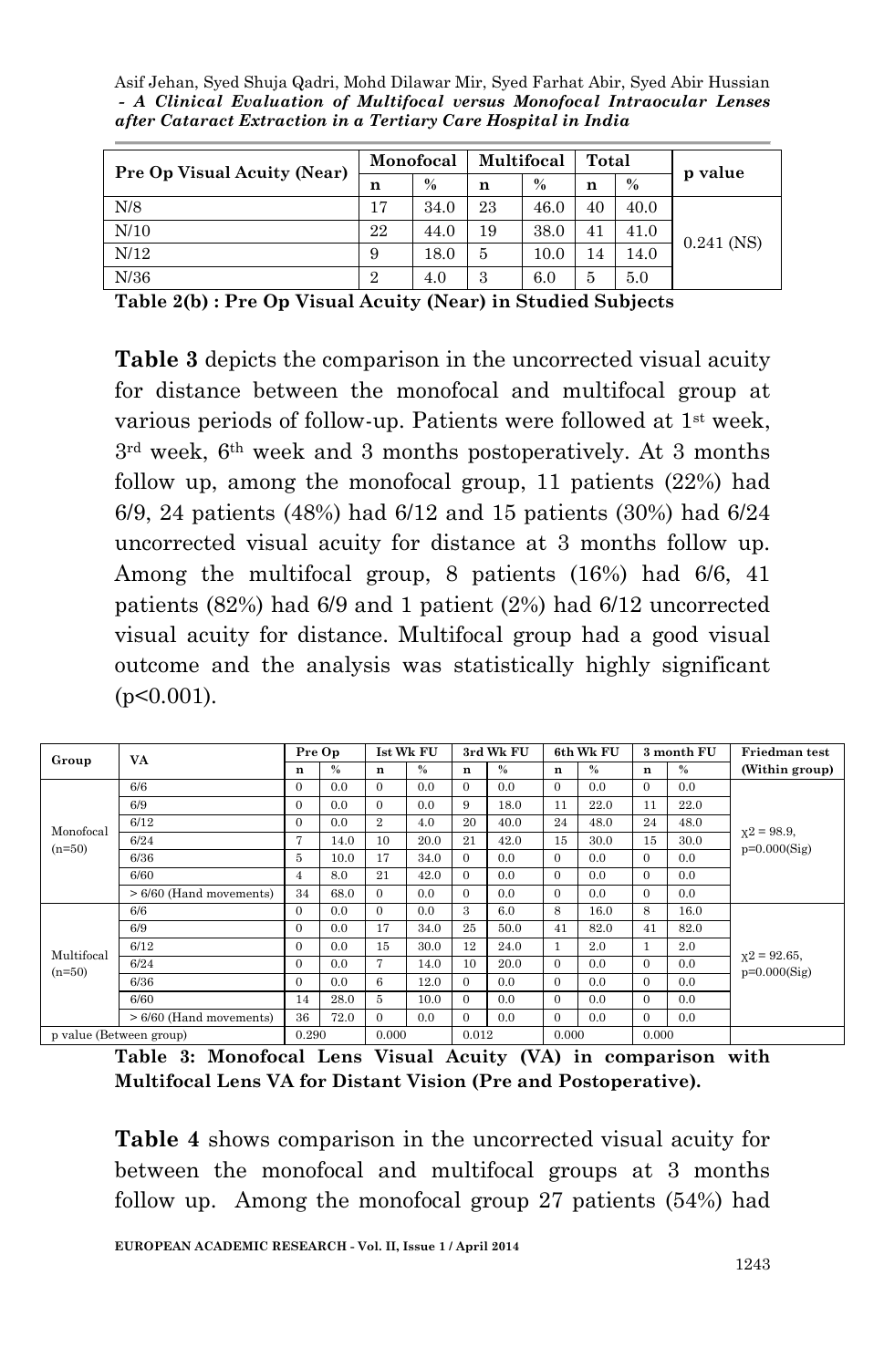| Pre Op Visual Acuity (Near) | Monofocal | | Multifocal | | Total | | p value |
|---|---|---|---|---|---|---|---|
| | n | % | n | % | n | % | |
| N/8 | 17 | 34.0 | 23 | 46.0 | 40 | 40.0 | 0.241 (NS) |
| N/10 | 22 | 44.0 | 19 | 38.0 | 41 | 41.0 | |
| N/12 | 9 | 18.0 | 5 | 10.0 | 14 | 14.0 | |
| N/36 | 2 | 4.0 | 3 | 6.0 | 5 | 5.0 | |

**Table 2(b) : Pre Op Visual Acuity (Near) in Studied Subjects**

**Table 3** depicts the comparison in the uncorrected visual acuity for distance between the monofocal and multifocal group at various periods of follow-up. Patients were followed at 1st week, 3rd week, 6th week and 3 months postoperatively. At 3 months follow up, among the monofocal group, 11 patients (22%) had 6/9, 24 patients (48%) had 6/12 and 15 patients (30%) had 6/24 uncorrected visual acuity for distance at 3 months follow up. Among the multifocal group, 8 patients (16%) had 6/6, 41 patients (82%) had 6/9 and 1 patient (2%) had 6/12 uncorrected visual acuity for distance. Multifocal group had a good visual outcome and the analysis was statistically highly significant ($p<0.001$).

| Group | VA | Pre Op | | Ist Wk FU | | 3rd Wk FU | | 6th Wk FU | | 3 month FU | | Friedman test (Within group) |
|---|---|---|---|---|---|---|---|---|---|---|---|---|
| | | n | % | n | % | n | % | n | % | n | % | |
| Monofocal (n=50) | 6/6 | 0 | 0.0 | 0 | 0.0 | 0 | 0.0 | 0 | 0.0 | 0 | 0.0 | $\chi^2 = 98.9$, p=0.000(Sig) |
| | 6/9 | 0 | 0.0 | 0 | 0.0 | 9 | 18.0 | 11 | 22.0 | 11 | 22.0 | |
| | 6/12 | 0 | 0.0 | 2 | 4.0 | 20 | 40.0 | 24 | 48.0 | 24 | 48.0 | |
| | 6/24 | 7 | 14.0 | 10 | 20.0 | 21 | 42.0 | 15 | 30.0 | 15 | 30.0 | |
| | 6/36 | 5 | 10.0 | 17 | 34.0 | 0 | 0.0 | 0 | 0.0 | 0 | 0.0 | |
| | 6/60 | 4 | 8.0 | 21 | 42.0 | 0 | 0.0 | 0 | 0.0 | 0 | 0.0 | |
| | > 6/60 (Hand movements) | 34 | 68.0 | 0 | 0.0 | 0 | 0.0 | 0 | 0.0 | 0 | 0.0 | |
| Multifocal (n=50) | 6/6 | 0 | 0.0 | 0 | 0.0 | 3 | 6.0 | 8 | 16.0 | 8 | 16.0 | $\chi^2 = 92.65$, p=0.000(Sig) |
| | 6/9 | 0 | 0.0 | 17 | 34.0 | 25 | 50.0 | 41 | 82.0 | 41 | 82.0 | |
| | 6/12 | 0 | 0.0 | 15 | 30.0 | 12 | 24.0 | 1 | 2.0 | 1 | 2.0 | |
| | 6/24 | 0 | 0.0 | 7 | 14.0 | 10 | 20.0 | 0 | 0.0 | 0 | 0.0 | |
| | 6/36 | 0 | 0.0 | 6 | 12.0 | 0 | 0.0 | 0 | 0.0 | 0 | 0.0 | |
| | 6/60 | 14 | 28.0 | 5 | 10.0 | 0 | 0.0 | 0 | 0.0 | 0 | 0.0 | |
| | > 6/60 (Hand movements) | 36 | 72.0 | 0 | 0.0 | 0 | 0.0 | 0 | 0.0 | 0 | 0.0 | |
| p value (Between group) | | 0.290 | | 0.000 | | 0.012 | | 0.000 | | 0.000 | | |

**Table 3: Monofocal Lens Visual Acuity (VA) in comparison with Multifocal Lens VA for Distant Vision (Pre and Postoperative).**

**Table 4** shows comparison in the uncorrected visual acuity for between the monofocal and multifocal groups at 3 months follow up. Among the monofocal group 27 patients (54%) had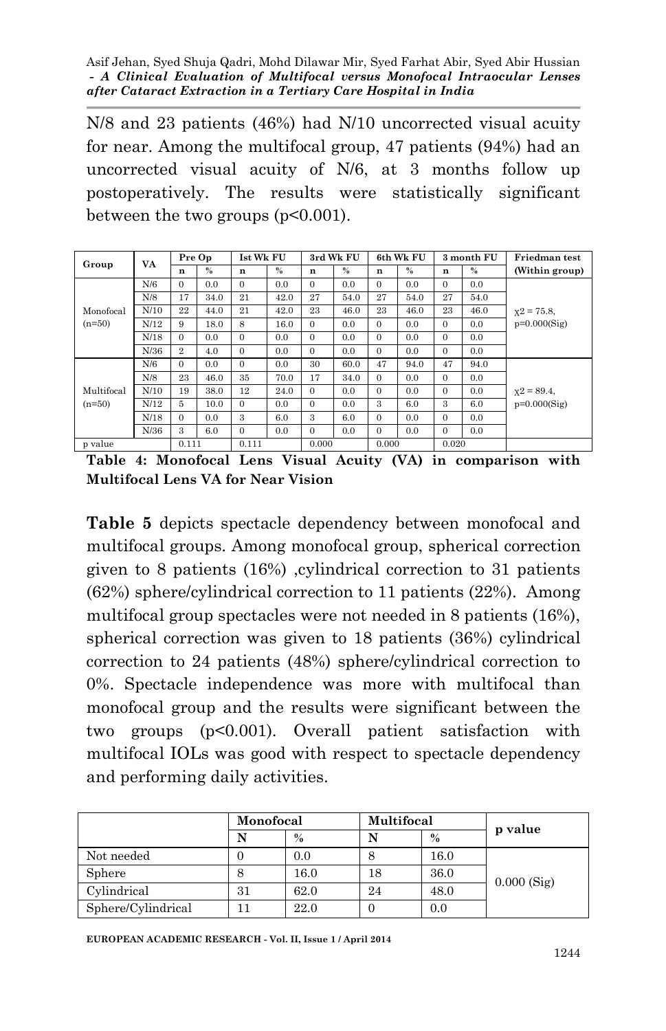N/8 and 23 patients (46%) had N/10 uncorrected visual acuity for near. Among the multifocal group, 47 patients (94%) had an uncorrected visual acuity of N/6, at 3 months follow up postoperatively. The results were statistically significant between the two groups (p<0.001).

| Group | VA | Pre Op | | Ist Wk FU | | 3rd Wk FU | | 6th Wk FU | | 3 month FU | | Friedman test (Within group) |
|---|---|---|---|---|---|---|---|---|---|---|---|---|
| | | n | % | n | % | n | % | n | % | n | % | |
| Monofocal (n=50) | N/6 | 0 | 0.0 | 0 | 0.0 | 0 | 0.0 | 0 | 0.0 | 0 | 0.0 | $\chi^2$ = 75.8, p=0.000(Sig) |
| | N/8 | 17 | 34.0 | 21 | 42.0 | 27 | 54.0 | 27 | 54.0 | 27 | 54.0 | |
| | N/10 | 22 | 44.0 | 21 | 42.0 | 23 | 46.0 | 23 | 46.0 | 23 | 46.0 | |
| | N/12 | 9 | 18.0 | 8 | 16.0 | 0 | 0.0 | 0 | 0.0 | 0 | 0.0 | |
| | N/18 | 0 | 0.0 | 0 | 0.0 | 0 | 0.0 | 0 | 0.0 | 0 | 0.0 | |
| | N/36 | 2 | 4.0 | 0 | 0.0 | 0 | 0.0 | 0 | 0.0 | 0 | 0.0 | |
| Multifocal (n=50) | N/6 | 0 | 0.0 | 0 | 0.0 | 30 | 60.0 | 47 | 94.0 | 47 | 94.0 | $\chi^2$ = 89.4, p=0.000(Sig) |
| | N/8 | 23 | 46.0 | 35 | 70.0 | 17 | 34.0 | 0 | 0.0 | 0 | 0.0 | |
| | N/10 | 19 | 38.0 | 12 | 24.0 | 0 | 0.0 | 0 | 0.0 | 0 | 0.0 | |
| | N/12 | 5 | 10.0 | 0 | 0.0 | 0 | 0.0 | 3 | 6.0 | 3 | 6.0 | |
| | N/18 | 0 | 0.0 | 3 | 6.0 | 3 | 6.0 | 0 | 0.0 | 0 | 0.0 | |
| | N/36 | 3 | 6.0 | 0 | 0.0 | 0 | 0.0 | 0 | 0.0 | 0 | 0.0 | |
| p value | | 0.111 | | 0.111 | | 0.000 | | 0.000 | | 0.020 | | |

**Table 4: Monofocal Lens Visual Acuity (VA) in comparison with Multifocal Lens VA for Near Vision**

**Table 5** depicts spectacle dependency between monofocal and multifocal groups. Among monofocal group, spherical correction given to 8 patients (16%) ,cylindrical correction to 31 patients (62%) sphere/cylindrical correction to 11 patients (22%). Among multifocal group spectacles were not needed in 8 patients (16%), spherical correction was given to 18 patients (36%) cylindrical correction to 24 patients (48%) sphere/cylindrical correction to 0%. Spectacle independence was more with multifocal than monofocal group and the results were significant between the two groups (p<0.001). Overall patient satisfaction with multifocal IOLs was good with respect to spectacle dependency and performing daily activities.

| | Monofocal | | Multifocal | | p value |
|---|---|---|---|---|---|
| | N | % | N | % | |
| Not needed | 0 | 0.0 | 8 | 16.0 | 0.000 (Sig) |
| Sphere | 8 | 16.0 | 18 | 36.0 | |
| Cylindrical | 31 | 62.0 | 24 | 48.0 | |
| Sphere/Cylindrical | 11 | 22.0 | 0 | 0.0 | |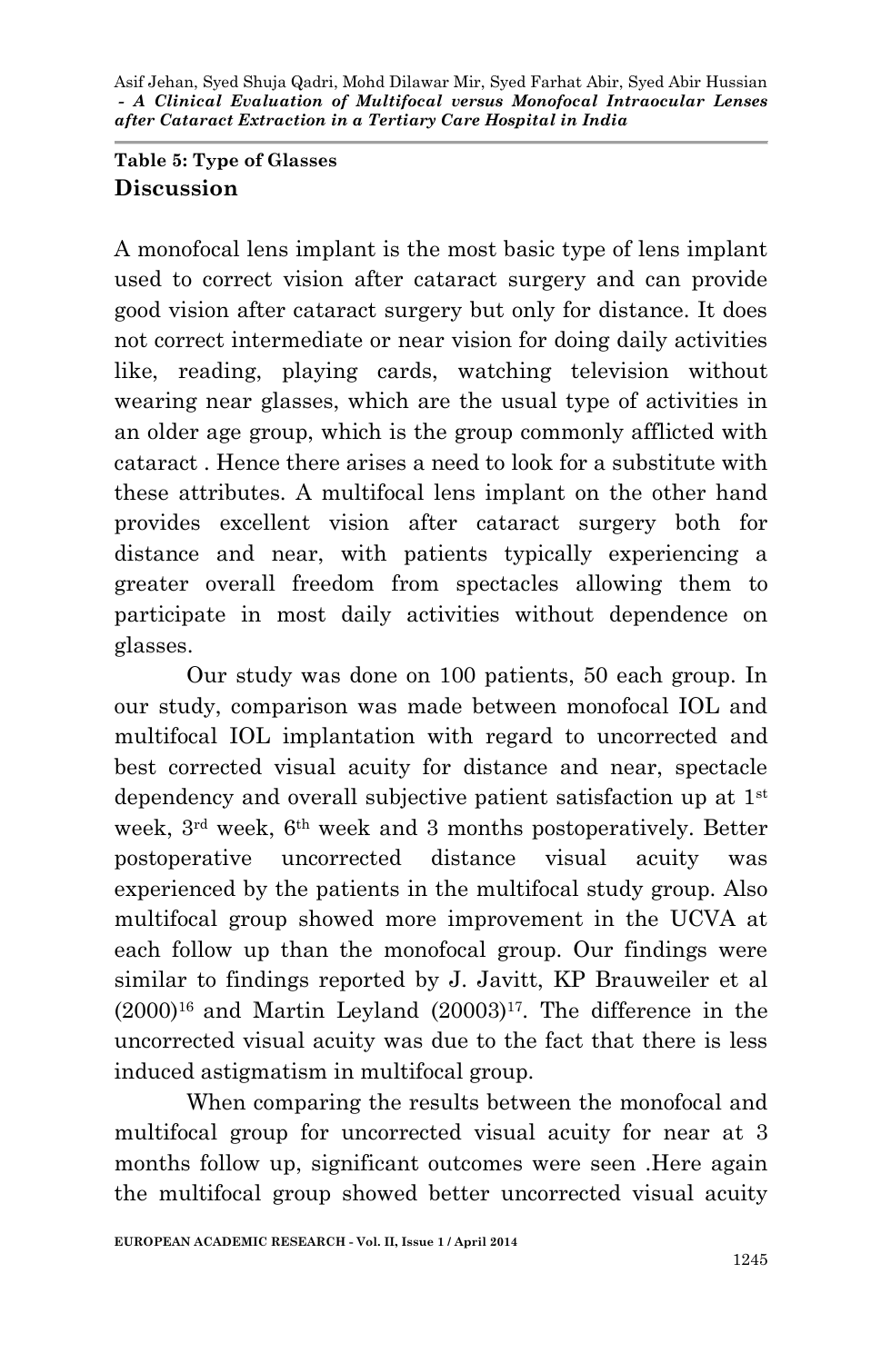**Table 5: Type of Glasses**

## Discussion

A monofocal lens implant is the most basic type of lens implant used to correct vision after cataract surgery and can provide good vision after cataract surgery but only for distance. It does not correct intermediate or near vision for doing daily activities like, reading, playing cards, watching television without wearing near glasses, which are the usual type of activities in an older age group, which is the group commonly afflicted with cataract . Hence there arises a need to look for a substitute with these attributes. A multifocal lens implant on the other hand provides excellent vision after cataract surgery both for distance and near, with patients typically experiencing a greater overall freedom from spectacles allowing them to participate in most daily activities without dependence on glasses.

Our study was done on 100 patients, 50 each group. In our study, comparison was made between monofocal IOL and multifocal IOL implantation with regard to uncorrected and best corrected visual acuity for distance and near, spectacle dependency and overall subjective patient satisfaction up at 1st week, 3rd week, 6th week and 3 months postoperatively. Better postoperative uncorrected distance visual acuity was experienced by the patients in the multifocal study group. Also multifocal group showed more improvement in the UCVA at each follow up than the monofocal group. Our findings were similar to findings reported by J. Javitt, KP Brauweiler et al (2000)[16] and Martin Leyland (20003)[17]. The difference in the uncorrected visual acuity was due to the fact that there is less induced astigmatism in multifocal group.

When comparing the results between the monofocal and multifocal group for uncorrected visual acuity for near at 3 months follow up, significant outcomes were seen .Here again the multifocal group showed better uncorrected visual acuity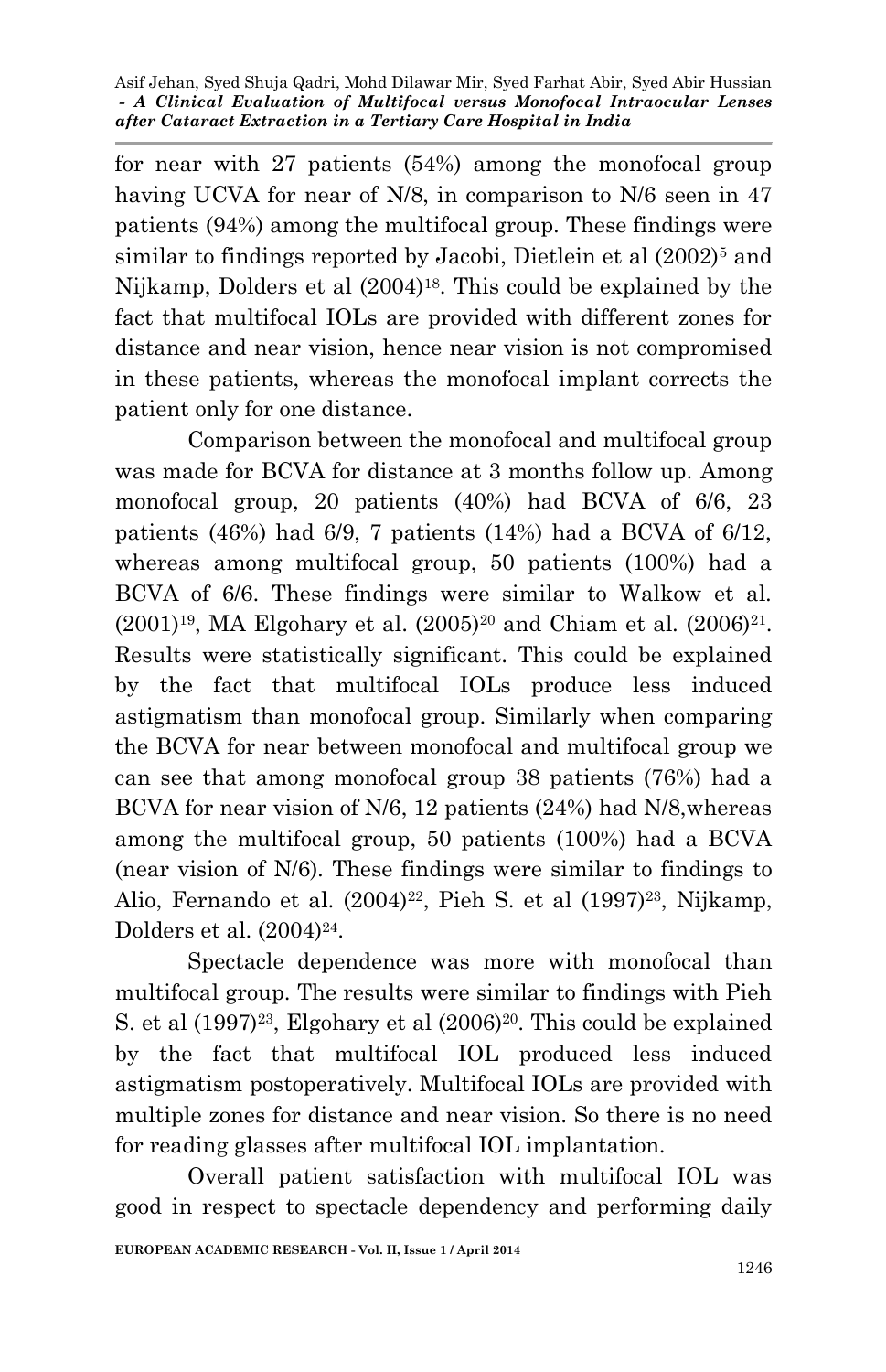for near with 27 patients (54%) among the monofocal group having UCVA for near of N/8, in comparison to N/6 seen in 47 patients (94%) among the multifocal group. These findings were similar to findings reported by Jacobi, Dietlein et al (2002)[5] and Nijkamp, Dolders et al (2004)[18]. This could be explained by the fact that multifocal IOLs are provided with different zones for distance and near vision, hence near vision is not compromised in these patients, whereas the monofocal implant corrects the patient only for one distance.

Comparison between the monofocal and multifocal group was made for BCVA for distance at 3 months follow up. Among monofocal group, 20 patients (40%) had BCVA of 6/6, 23 patients (46%) had 6/9, 7 patients (14%) had a BCVA of 6/12, whereas among multifocal group, 50 patients (100%) had a BCVA of 6/6. These findings were similar to Walkow et al. (2001)[19], MA Elgohary et al. (2005)[20] and Chiam et al. (2006)[21]. Results were statistically significant. This could be explained by the fact that multifocal IOLs produce less induced astigmatism than monofocal group. Similarly when comparing the BCVA for near between monofocal and multifocal group we can see that among monofocal group 38 patients (76%) had a BCVA for near vision of N/6, 12 patients (24%) had N/8,whereas among the multifocal group, 50 patients (100%) had a BCVA (near vision of N/6). These findings were similar to findings to Alio, Fernando et al. (2004)[22], Pieh S. et al (1997)[23], Nijkamp, Dolders et al. (2004)[24].

Spectacle dependence was more with monofocal than multifocal group. The results were similar to findings with Pieh S. et al (1997)[23], Elgohary et al (2006)[20]. This could be explained by the fact that multifocal IOL produced less induced astigmatism postoperatively. Multifocal IOLs are provided with multiple zones for distance and near vision. So there is no need for reading glasses after multifocal IOL implantation.

Overall patient satisfaction with multifocal IOL was good in respect to spectacle dependency and performing daily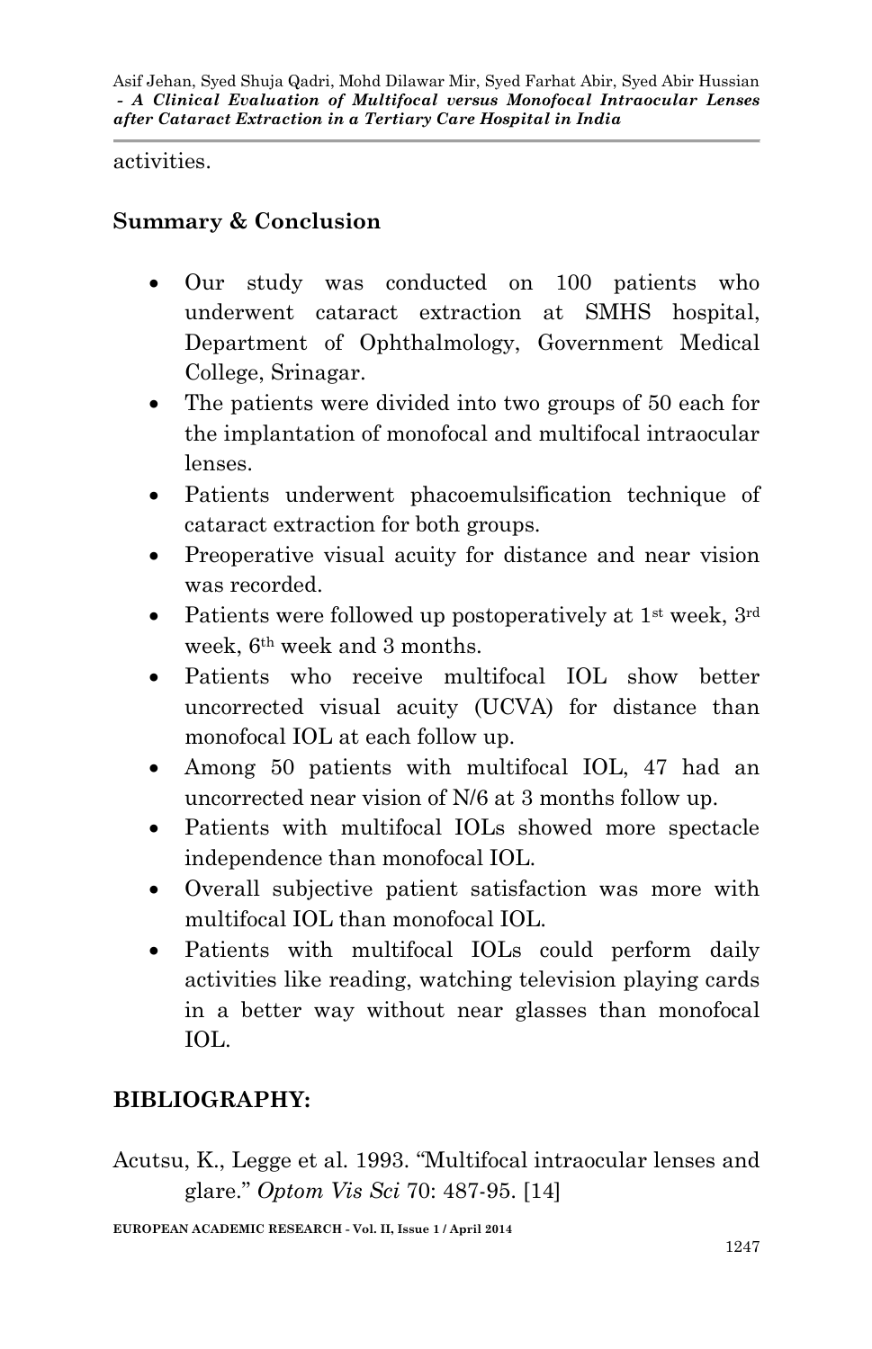activities.

## Summary & Conclusion

- Our study was conducted on 100 patients who underwent cataract extraction at SMHS hospital, Department of Ophthalmology, Government Medical College, Srinagar.
- The patients were divided into two groups of 50 each for the implantation of monofocal and multifocal intraocular lenses.
- Patients underwent phacoemulsification technique of cataract extraction for both groups.
- Preoperative visual acuity for distance and near vision was recorded.
- Patients were followed up postoperatively at 1st week, 3rd week, 6th week and 3 months.
- Patients who receive multifocal IOL show better uncorrected visual acuity (UCVA) for distance than monofocal IOL at each follow up.
- Among 50 patients with multifocal IOL, 47 had an uncorrected near vision of N/6 at 3 months follow up.
- Patients with multifocal IOLs showed more spectacle independence than monofocal IOL.
- Overall subjective patient satisfaction was more with multifocal IOL than monofocal IOL.
- Patients with multifocal IOLs could perform daily activities like reading, watching television playing cards in a better way without near glasses than monofocal IOL.

## BIBLIOGRAPHY:

Acutsu, K., Legge et al. 1993. "Multifocal intraocular lenses and glare." *Optom Vis Sci* 70: 487-95. [14]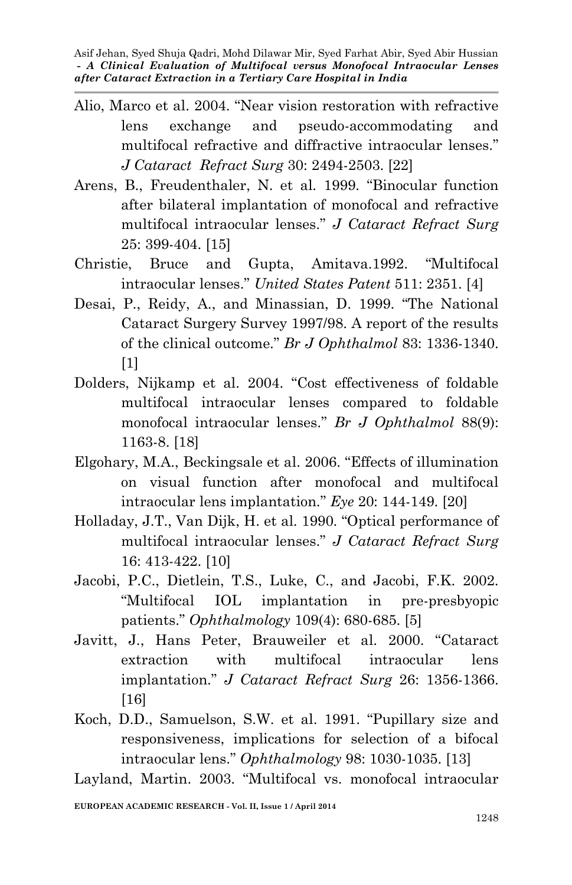Alio, Marco et al. 2004. "Near vision restoration with refractive lens exchange and pseudo-accommodating and multifocal refractive and diffractive intraocular lenses." *J Cataract Refract Surg* 30: 2494-2503. [22]

Arens, B., Freudenthaler, N. et al. 1999. "Binocular function after bilateral implantation of monofocal and refractive multifocal intraocular lenses." *J Cataract Refract Surg* 25: 399-404. [15]

Christie, Bruce and Gupta, Amitava.1992. "Multifocal intraocular lenses." *United States Patent* 511: 2351. [4]

Desai, P., Reidy, A., and Minassian, D. 1999. "The National Cataract Surgery Survey 1997/98. A report of the results of the clinical outcome." *Br J Ophthalmol* 83: 1336-1340. [1]

Dolders, Nijkamp et al. 2004. "Cost effectiveness of foldable multifocal intraocular lenses compared to foldable monofocal intraocular lenses." *Br J Ophthalmol* 88(9): 1163-8. [18]

Elgohary, M.A., Beckingsale et al. 2006. "Effects of illumination on visual function after monofocal and multifocal intraocular lens implantation." *Eye* 20: 144-149. [20]

Holladay, J.T., Van Dijk, H. et al. 1990. "Optical performance of multifocal intraocular lenses." *J Cataract Refract Surg* 16: 413-422. [10]

Jacobi, P.C., Dietlein, T.S., Luke, C., and Jacobi, F.K. 2002. "Multifocal IOL implantation in pre-presbyopic patients." *Ophthalmology* 109(4): 680-685. [5]

Javitt, J., Hans Peter, Brauweiler et al. 2000. "Cataract extraction with multifocal intraocular lens implantation." *J Cataract Refract Surg* 26: 1356-1366. [16]

Koch, D.D., Samuelson, S.W. et al. 1991. "Pupillary size and responsiveness, implications for selection of a bifocal intraocular lens." *Ophthalmology* 98: 1030-1035. [13]

Layland, Martin. 2003. "Multifocal vs. monofocal intraocular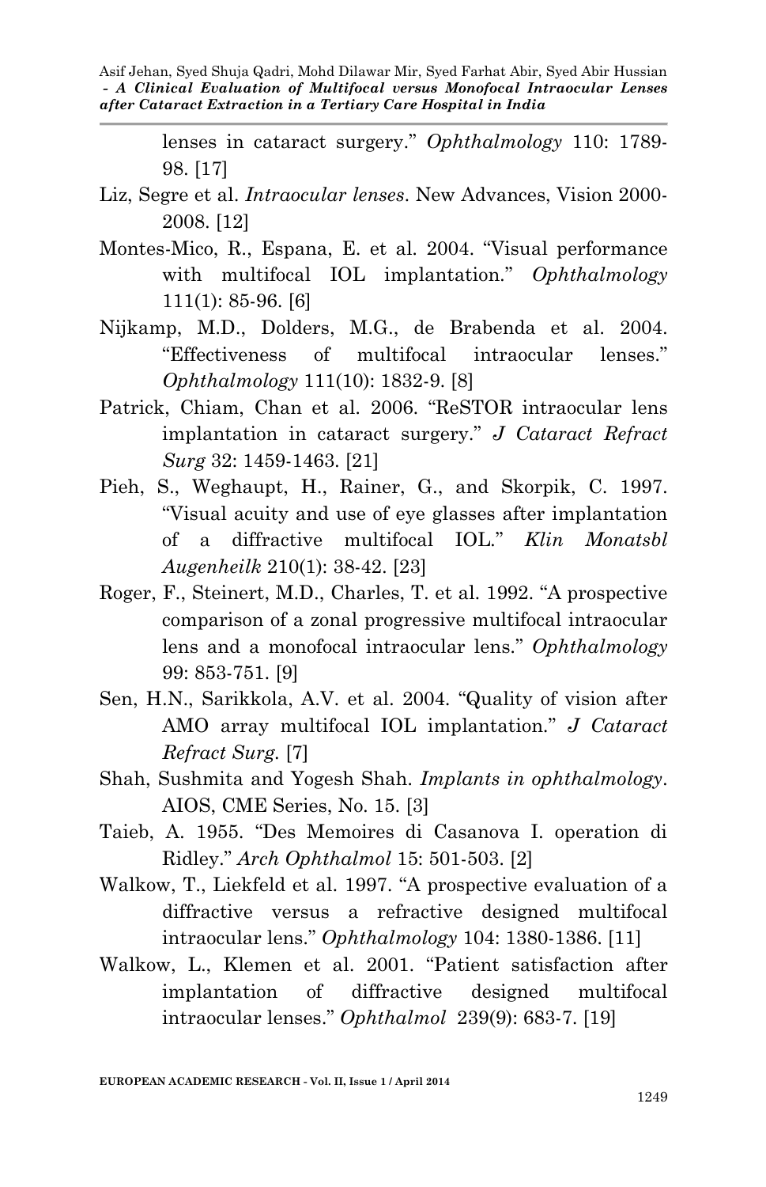lenses in cataract surgery." *Ophthalmology* 110: 1789-98. [17]

Liz, Segre et al. *Intraocular lenses*. New Advances, Vision 2000-2008. [12]

Montes-Mico, R., Espana, E. et al. 2004. "Visual performance with multifocal IOL implantation." *Ophthalmology* 111(1): 85-96. [6]

Nijkamp, M.D., Dolders, M.G., de Brabenda et al. 2004. "Effectiveness of multifocal intraocular lenses." *Ophthalmology* 111(10): 1832-9. [8]

Patrick, Chiam, Chan et al. 2006. "ReSTOR intraocular lens implantation in cataract surgery." *J Cataract Refract Surg* 32: 1459-1463. [21]

Pieh, S., Weghaupt, H., Rainer, G., and Skorpik, C. 1997. "Visual acuity and use of eye glasses after implantation of a diffractive multifocal IOL." *Klin Monatsbl Augenheilk* 210(1): 38-42. [23]

Roger, F., Steinert, M.D., Charles, T. et al. 1992. "A prospective comparison of a zonal progressive multifocal intraocular lens and a monofocal intraocular lens." *Ophthalmology* 99: 853-751. [9]

Sen, H.N., Sarikkola, A.V. et al. 2004. "Quality of vision after AMO array multifocal IOL implantation." *J Cataract Refract Surg.* [7]

Shah, Sushmita and Yogesh Shah. *Implants in ophthalmology*. AIOS, CME Series, No. 15. [3]

Taieb, A. 1955. "Des Memoires di Casanova I. operation di Ridley." *Arch Ophthalmol* 15: 501-503. [2]

Walkow, T., Liekfeld et al. 1997. "A prospective evaluation of a diffractive versus a refractive designed multifocal intraocular lens." *Ophthalmology* 104: 1380-1386. [11]

Walkow, L., Klemen et al. 2001. "Patient satisfaction after implantation of diffractive designed multifocal intraocular lenses." *Ophthalmol* 239(9): 683-7. [19]